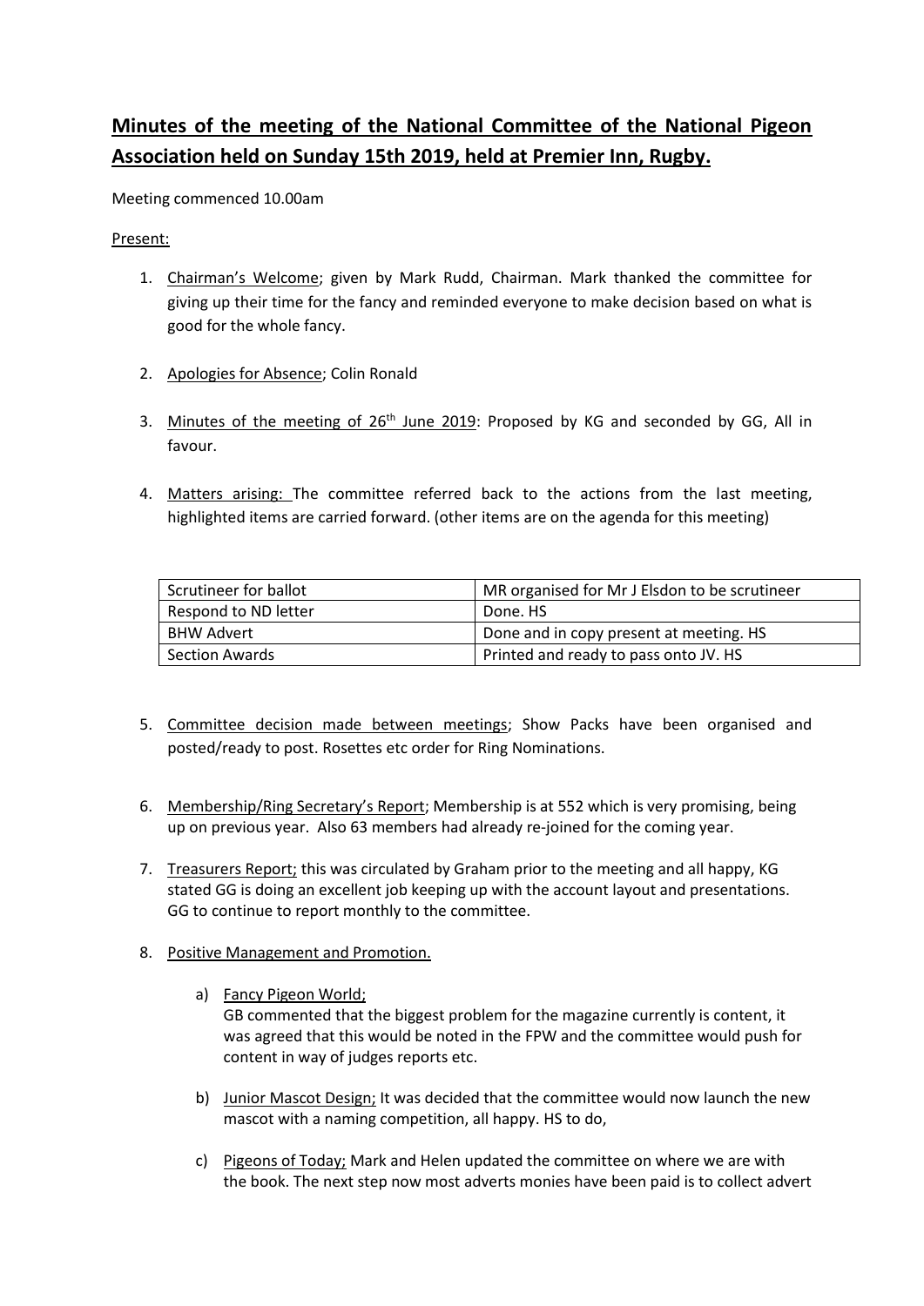# Minutes of the meeting of the National Committee of the National Pigeon Association held on Sunday 15th 2019, held at Premier Inn, Rugby.

Meeting commenced 10.00am

Present:

1. Chairman's Welcome; given by Mark Rudd, Chairman. Mark thanked the committee for giving up their time for the fancy and reminded everyone to make decision based on what is good for the whole fancy.

2. Apologies for Absence; Colin Ronald

3. Minutes of the meeting of 26th June 2019: Proposed by KG and seconded by GG, All in favour.

4. Matters arising: The committee referred back to the actions from the last meeting, highlighted items are carried forward. (other items are on the agenda for this meeting)

| | |
|---|---|
| Scrutineer for ballot | MR organised for Mr J Elsdon to be scrutineer |
| Respond to ND letter | Done. HS |
| BHW Advert | Done and in copy present at meeting. HS |
| Section Awards | Printed and ready to pass onto JV. HS |

5. Committee decision made between meetings; Show Packs have been organised and posted/ready to post. Rosettes etc order for Ring Nominations.

6. Membership/Ring Secretary's Report; Membership is at 552 which is very promising, being up on previous year. Also 63 members had already re-joined for the coming year.

7. Treasurers Report; this was circulated by Graham prior to the meeting and all happy, KG stated GG is doing an excellent job keeping up with the account layout and presentations. GG to continue to report monthly to the committee.

8. Positive Management and Promotion.

   a) Fancy Pigeon World;
   GB commented that the biggest problem for the magazine currently is content, it was agreed that this would be noted in the FPW and the committee would push for content in way of judges reports etc.

   b) Junior Mascot Design; It was decided that the committee would now launch the new mascot with a naming competition, all happy. HS to do,

   c) Pigeons of Today; Mark and Helen updated the committee on where we are with the book. The next step now most adverts monies have been paid is to collect advert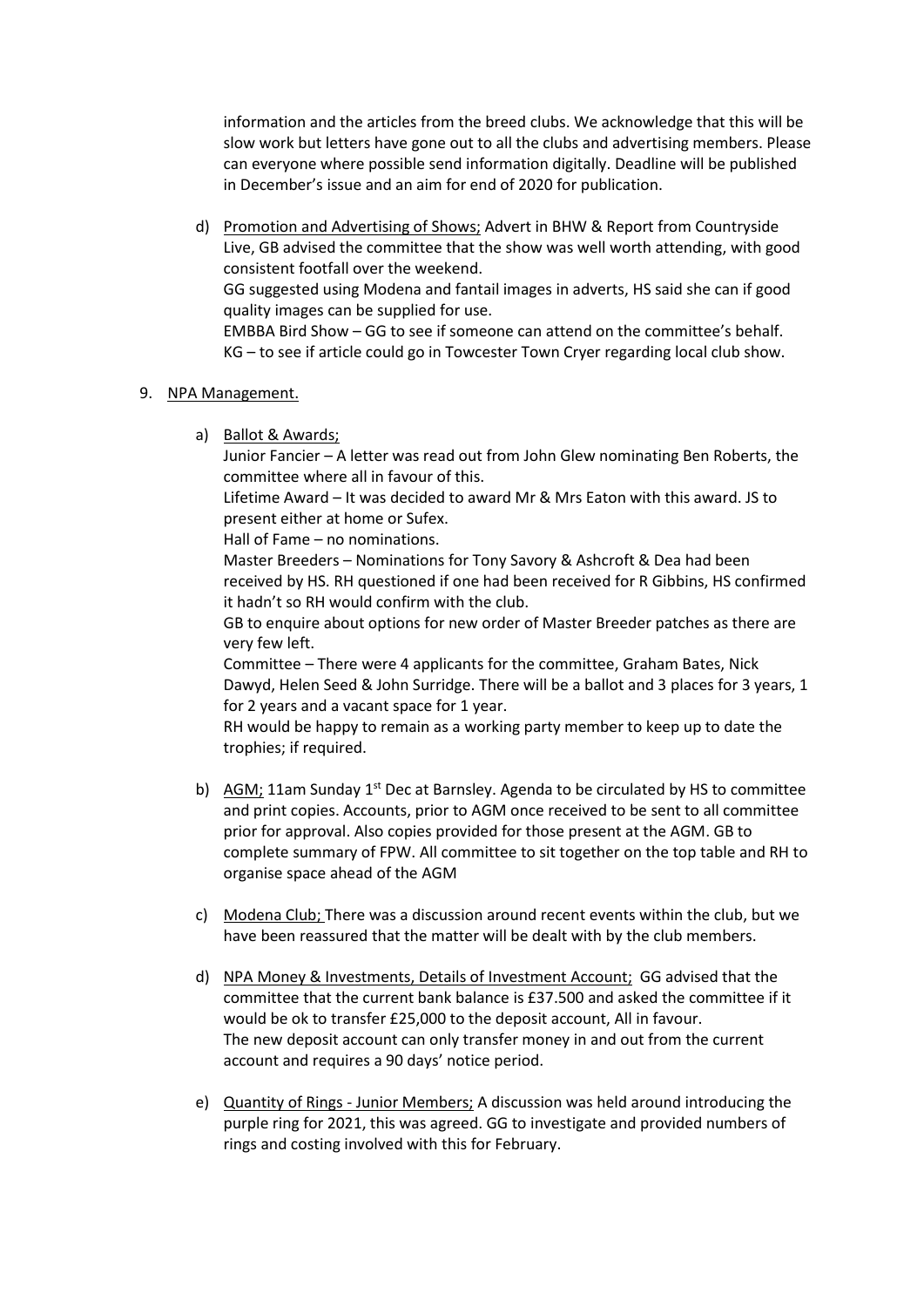information and the articles from the breed clubs. We acknowledge that this will be slow work but letters have gone out to all the clubs and advertising members. Please can everyone where possible send information digitally. Deadline will be published in December's issue and an aim for end of 2020 for publication.

d) Promotion and Advertising of Shows; Advert in BHW & Report from Countryside Live, GB advised the committee that the show was well worth attending, with good consistent footfall over the weekend.
GG suggested using Modena and fantail images in adverts, HS said she can if good quality images can be supplied for use.
EMBBA Bird Show – GG to see if someone can attend on the committee's behalf.
KG – to see if article could go in Towcester Town Cryer regarding local club show.

9. NPA Management.

a) Ballot & Awards;
Junior Fancier – A letter was read out from John Glew nominating Ben Roberts, the committee where all in favour of this.
Lifetime Award – It was decided to award Mr & Mrs Eaton with this award. JS to present either at home or Sufex.
Hall of Fame – no nominations.
Master Breeders – Nominations for Tony Savory & Ashcroft & Dea had been received by HS. RH questioned if one had been received for R Gibbins, HS confirmed it hadn't so RH would confirm with the club.
GB to enquire about options for new order of Master Breeder patches as there are very few left.
Committee – There were 4 applicants for the committee, Graham Bates, Nick Dawyd, Helen Seed & John Surridge. There will be a ballot and 3 places for 3 years, 1 for 2 years and a vacant space for 1 year.
RH would be happy to remain as a working party member to keep up to date the trophies; if required.

b) AGM; 11am Sunday 1st Dec at Barnsley. Agenda to be circulated by HS to committee and print copies. Accounts, prior to AGM once received to be sent to all committee prior for approval. Also copies provided for those present at the AGM. GB to complete summary of FPW. All committee to sit together on the top table and RH to organise space ahead of the AGM

c) Modena Club; There was a discussion around recent events within the club, but we have been reassured that the matter will be dealt with by the club members.

d) NPA Money & Investments, Details of Investment Account; GG advised that the committee that the current bank balance is £37.500 and asked the committee if it would be ok to transfer £25,000 to the deposit account, All in favour.
The new deposit account can only transfer money in and out from the current account and requires a 90 days' notice period.

e) Quantity of Rings - Junior Members; A discussion was held around introducing the purple ring for 2021, this was agreed. GG to investigate and provided numbers of rings and costing involved with this for February.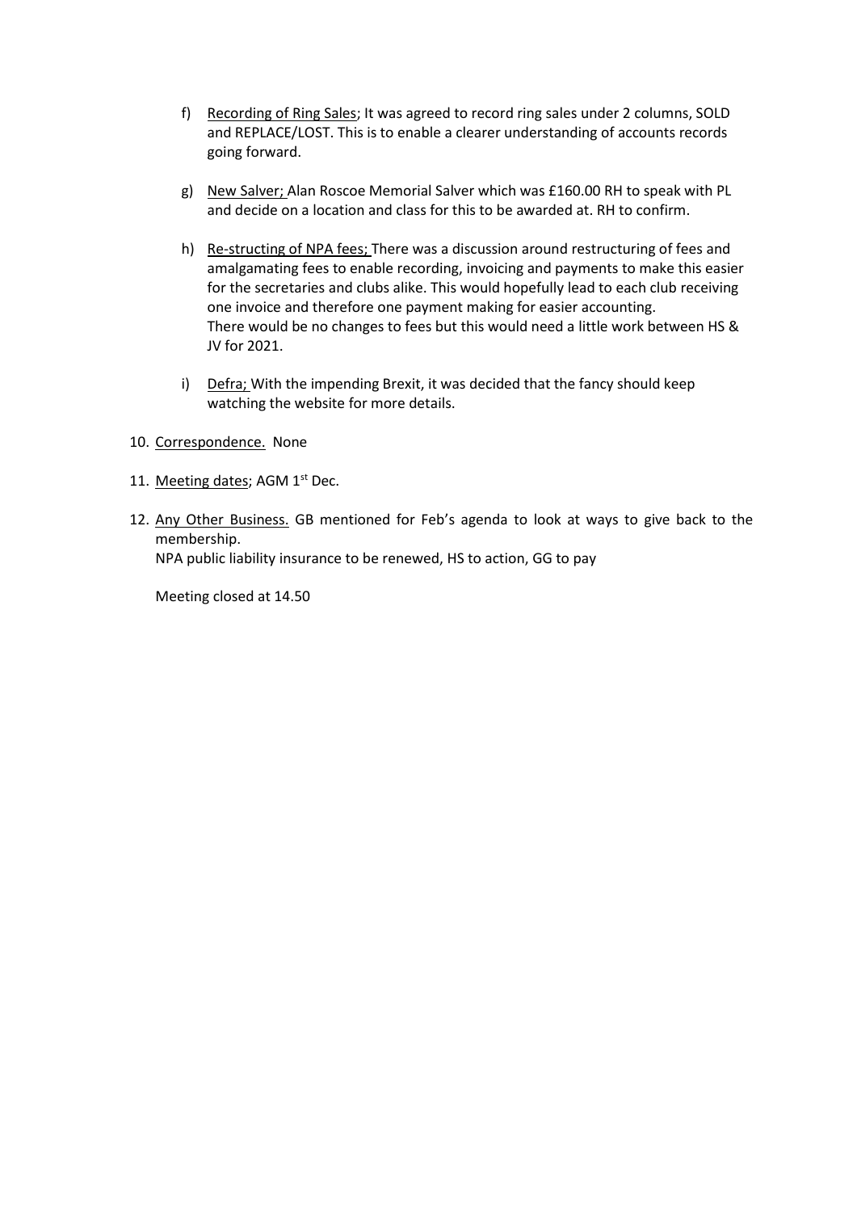f) Recording of Ring Sales; It was agreed to record ring sales under 2 columns, SOLD and REPLACE/LOST. This is to enable a clearer understanding of accounts records going forward.

g) New Salver; Alan Roscoe Memorial Salver which was £160.00 RH to speak with PL and decide on a location and class for this to be awarded at. RH to confirm.

h) Re-structing of NPA fees; There was a discussion around restructuring of fees and amalgamating fees to enable recording, invoicing and payments to make this easier for the secretaries and clubs alike. This would hopefully lead to each club receiving one invoice and therefore one payment making for easier accounting.
There would be no changes to fees but this would need a little work between HS & JV for 2021.

i) Defra; With the impending Brexit, it was decided that the fancy should keep watching the website for more details.

10. Correspondence. None

11. Meeting dates; AGM 1st Dec.

12. Any Other Business. GB mentioned for Feb's agenda to look at ways to give back to the membership.
NPA public liability insurance to be renewed, HS to action, GG to pay

Meeting closed at 14.50